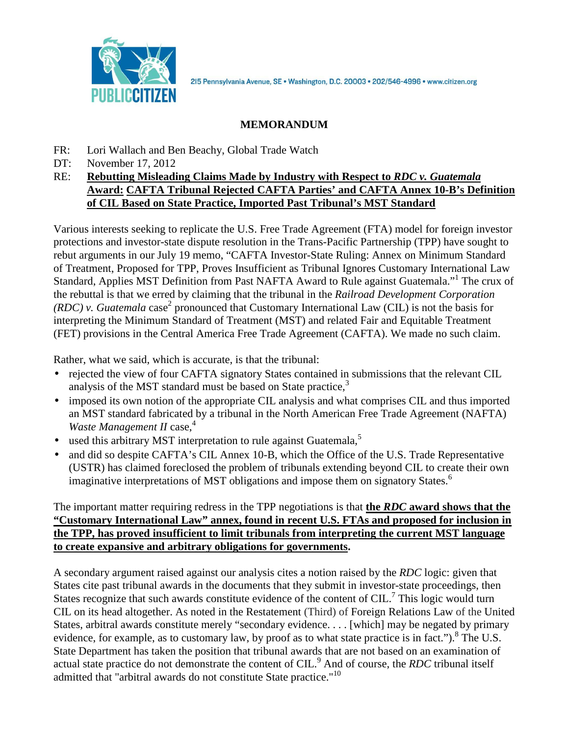215 Pennsylvania Avenue, SE • Washington, D.C. 20003 • 202/546-4996 • www.citizen.org

## MEMORANDUM

FR: Lori Wallach and Ben Beachy, Global Trade Watch
DT: November 17, 2012
RE: **Rebutting Misleading Claims Made by Industry with Respect to *RDC v. Guatemala* Award: CAFTA Tribunal Rejected CAFTA Parties' and CAFTA Annex 10-B's Definition of CIL Based on State Practice, Imported Past Tribunal's MST Standard**

Various interests seeking to replicate the U.S. Free Trade Agreement (FTA) model for foreign investor protections and investor-state dispute resolution in the Trans-Pacific Partnership (TPP) have sought to rebut arguments in our July 19 memo, "CAFTA Investor-State Ruling: Annex on Minimum Standard of Treatment, Proposed for TPP, Proves Insufficient as Tribunal Ignores Customary International Law Standard, Applies MST Definition from Past NAFTA Award to Rule against Guatemala."[1] The crux of the rebuttal is that we erred by claiming that the tribunal in the *Railroad Development Corporation (RDC) v. Guatemala* case[2] pronounced that Customary International Law (CIL) is not the basis for interpreting the Minimum Standard of Treatment (MST) and related Fair and Equitable Treatment (FET) provisions in the Central America Free Trade Agreement (CAFTA). We made no such claim.

Rather, what we said, which is accurate, is that the tribunal:

- rejected the view of four CAFTA signatory States contained in submissions that the relevant CIL analysis of the MST standard must be based on State practice,[3]
- imposed its own notion of the appropriate CIL analysis and what comprises CIL and thus imported an MST standard fabricated by a tribunal in the North American Free Trade Agreement (NAFTA) *Waste Management II* case,[4]
- used this arbitrary MST interpretation to rule against Guatemala,[5]
- and did so despite CAFTA's CIL Annex 10-B, which the Office of the U.S. Trade Representative (USTR) has claimed foreclosed the problem of tribunals extending beyond CIL to create their own imaginative interpretations of MST obligations and impose them on signatory States.[6]

The important matter requiring redress in the TPP negotiations is that **the *RDC* award shows that the "Customary International Law" annex, found in recent U.S. FTAs and proposed for inclusion in the TPP, has proved insufficient to limit tribunals from interpreting the current MST language to create expansive and arbitrary obligations for governments**.

A secondary argument raised against our analysis cites a notion raised by the *RDC* logic: given that States cite past tribunal awards in the documents that they submit in investor-state proceedings, then States recognize that such awards constitute evidence of the content of CIL.[7] This logic would turn CIL on its head altogether. As noted in the Restatement (Third) of Foreign Relations Law of the United States, arbitral awards constitute merely "secondary evidence. . . . [which] may be negated by primary evidence, for example, as to customary law, by proof as to what state practice is in fact.").[8] The U.S. State Department has taken the position that tribunal awards that are not based on an examination of actual state practice do not demonstrate the content of CIL.[9] And of course, the *RDC* tribunal itself admitted that "arbitral awards do not constitute State practice."[10]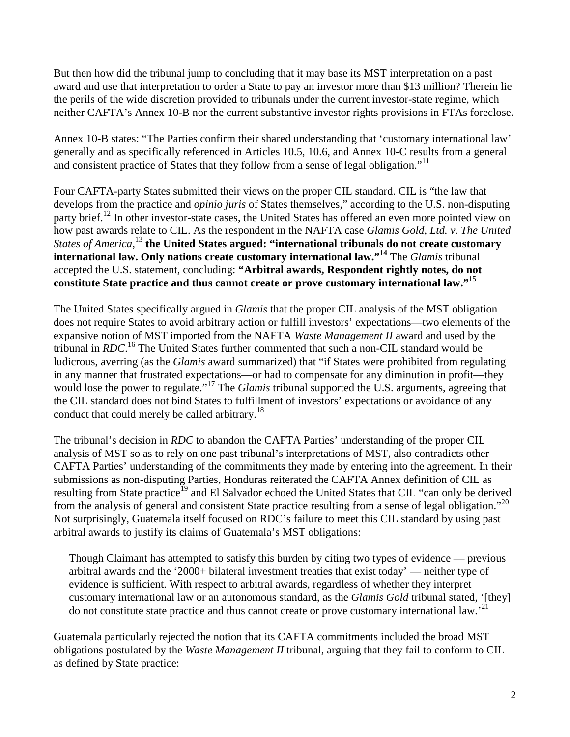But then how did the tribunal jump to concluding that it may base its MST interpretation on a past award and use that interpretation to order a State to pay an investor more than $13 million? Therein lie the perils of the wide discretion provided to tribunals under the current investor-state regime, which neither CAFTA's Annex 10-B nor the current substantive investor rights provisions in FTAs foreclose.

Annex 10-B states: "The Parties confirm their shared understanding that 'customary international law' generally and as specifically referenced in Articles 10.5, 10.6, and Annex 10-C results from a general and consistent practice of States that they follow from a sense of legal obligation."[11]

Four CAFTA-party States submitted their views on the proper CIL standard. CIL is "the law that develops from the practice and *opinio juris* of States themselves," according to the U.S. non-disputing party brief.[12] In other investor-state cases, the United States has offered an even more pointed view on how past awards relate to CIL. As the respondent in the NAFTA case *Glamis Gold, Ltd. v. The United States of America*,[13] **the United States argued: "international tribunals do not create customary international law. Only nations create customary international law."[14]** The *Glamis* tribunal accepted the U.S. statement, concluding: **"Arbitral awards, Respondent rightly notes, do not constitute State practice and thus cannot create or prove customary international law."**[15]

The United States specifically argued in *Glamis* that the proper CIL analysis of the MST obligation does not require States to avoid arbitrary action or fulfill investors' expectations—two elements of the expansive notion of MST imported from the NAFTA *Waste Management II* award and used by the tribunal in *RDC*.[16] The United States further commented that such a non-CIL standard would be ludicrous, averring (as the *Glamis* award summarized) that "if States were prohibited from regulating in any manner that frustrated expectations—or had to compensate for any diminution in profit—they would lose the power to regulate."[17] The *Glamis* tribunal supported the U.S. arguments, agreeing that the CIL standard does not bind States to fulfillment of investors' expectations or avoidance of any conduct that could merely be called arbitrary.[18]

The tribunal's decision in *RDC* to abandon the CAFTA Parties' understanding of the proper CIL analysis of MST so as to rely on one past tribunal's interpretations of MST, also contradicts other CAFTA Parties' understanding of the commitments they made by entering into the agreement. In their submissions as non-disputing Parties, Honduras reiterated the CAFTA Annex definition of CIL as resulting from State practice[19] and El Salvador echoed the United States that CIL "can only be derived from the analysis of general and consistent State practice resulting from a sense of legal obligation."[20] Not surprisingly, Guatemala itself focused on RDC's failure to meet this CIL standard by using past arbitral awards to justify its claims of Guatemala's MST obligations:

> Though Claimant has attempted to satisfy this burden by citing two types of evidence — previous arbitral awards and the '2000+ bilateral investment treaties that exist today' — neither type of evidence is sufficient. With respect to arbitral awards, regardless of whether they interpret customary international law or an autonomous standard, as the *Glamis Gold* tribunal stated, '[they] do not constitute state practice and thus cannot create or prove customary international law.'[21]

Guatemala particularly rejected the notion that its CAFTA commitments included the broad MST obligations postulated by the *Waste Management II* tribunal, arguing that they fail to conform to CIL as defined by State practice: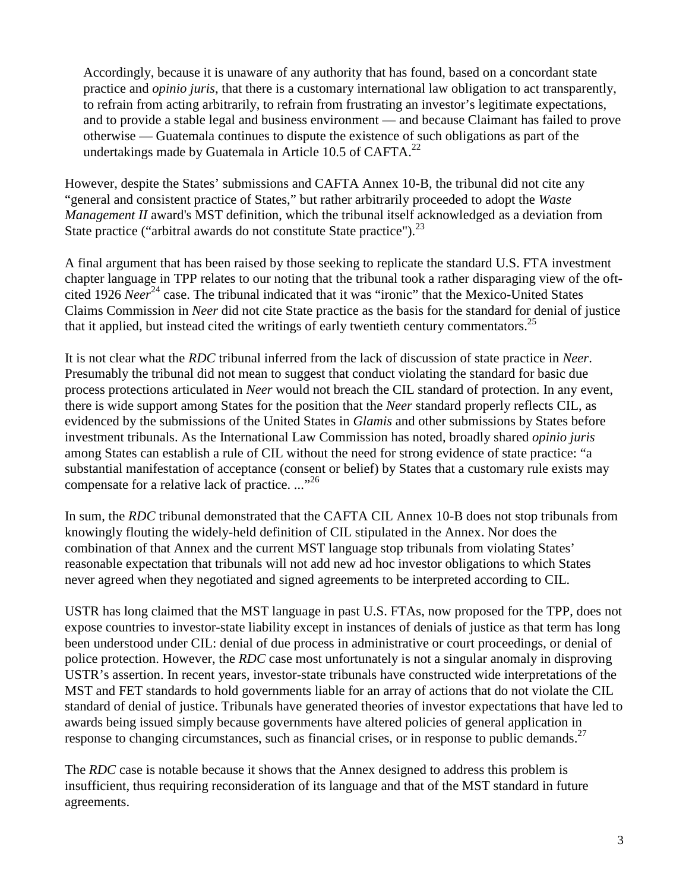> Accordingly, because it is unaware of any authority that has found, based on a concordant state practice and *opinio juris*, that there is a customary international law obligation to act transparently, to refrain from acting arbitrarily, to refrain from frustrating an investor's legitimate expectations, and to provide a stable legal and business environment — and because Claimant has failed to prove otherwise — Guatemala continues to dispute the existence of such obligations as part of the undertakings made by Guatemala in Article 10.5 of CAFTA.[22]

However, despite the States' submissions and CAFTA Annex 10-B, the tribunal did not cite any "general and consistent practice of States," but rather arbitrarily proceeded to adopt the *Waste Management II* award's MST definition, which the tribunal itself acknowledged as a deviation from State practice ("arbitral awards do not constitute State practice").[23]

A final argument that has been raised by those seeking to replicate the standard U.S. FTA investment chapter language in TPP relates to our noting that the tribunal took a rather disparaging view of the oft-cited 1926 *Neer*[24] case. The tribunal indicated that it was "ironic" that the Mexico-United States Claims Commission in *Neer* did not cite State practice as the basis for the standard for denial of justice that it applied, but instead cited the writings of early twentieth century commentators.[25]

It is not clear what the *RDC* tribunal inferred from the lack of discussion of state practice in *Neer*. Presumably the tribunal did not mean to suggest that conduct violating the standard for basic due process protections articulated in *Neer* would not breach the CIL standard of protection. In any event, there is wide support among States for the position that the *Neer* standard properly reflects CIL, as evidenced by the submissions of the United States in *Glamis* and other submissions by States before investment tribunals. As the International Law Commission has noted, broadly shared *opinio juris* among States can establish a rule of CIL without the need for strong evidence of state practice: "a substantial manifestation of acceptance (consent or belief) by States that a customary rule exists may compensate for a relative lack of practice. ..."[26]

In sum, the *RDC* tribunal demonstrated that the CAFTA CIL Annex 10-B does not stop tribunals from knowingly flouting the widely-held definition of CIL stipulated in the Annex. Nor does the combination of that Annex and the current MST language stop tribunals from violating States' reasonable expectation that tribunals will not add new ad hoc investor obligations to which States never agreed when they negotiated and signed agreements to be interpreted according to CIL.

USTR has long claimed that the MST language in past U.S. FTAs, now proposed for the TPP, does not expose countries to investor-state liability except in instances of denials of justice as that term has long been understood under CIL: denial of due process in administrative or court proceedings, or denial of police protection. However, the *RDC* case most unfortunately is not a singular anomaly in disproving USTR's assertion. In recent years, investor-state tribunals have constructed wide interpretations of the MST and FET standards to hold governments liable for an array of actions that do not violate the CIL standard of denial of justice. Tribunals have generated theories of investor expectations that have led to awards being issued simply because governments have altered policies of general application in response to changing circumstances, such as financial crises, or in response to public demands.[27]

The *RDC* case is notable because it shows that the Annex designed to address this problem is insufficient, thus requiring reconsideration of its language and that of the MST standard in future agreements.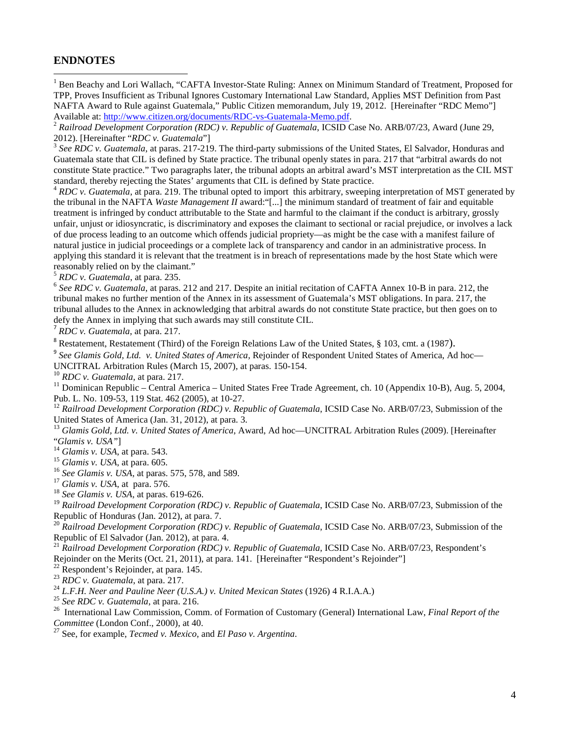## ENDNOTES

[1] Ben Beachy and Lori Wallach, "CAFTA Investor-State Ruling: Annex on Minimum Standard of Treatment, Proposed for TPP, Proves Insufficient as Tribunal Ignores Customary International Law Standard, Applies MST Definition from Past NAFTA Award to Rule against Guatemala," Public Citizen memorandum, July 19, 2012. [Hereinafter "RDC Memo"] Available at: http://www.citizen.org/documents/RDC-vs-Guatemala-Memo.pdf.

[2] *Railroad Development Corporation (RDC) v. Republic of Guatemala*, ICSID Case No. ARB/07/23, Award (June 29, 2012). [Hereinafter "*RDC v. Guatemala*"]

[3] *See RDC v. Guatemala*, at paras. 217-219. The third-party submissions of the United States, El Salvador, Honduras and Guatemala state that CIL is defined by State practice. The tribunal openly states in para. 217 that "arbitral awards do not constitute State practice." Two paragraphs later, the tribunal adopts an arbitral award's MST interpretation as the CIL MST standard, thereby rejecting the States' arguments that CIL is defined by State practice.

[4] *RDC v. Guatemala*, at para. 219. The tribunal opted to import this arbitrary, sweeping interpretation of MST generated by the tribunal in the NAFTA *Waste Management II* award:"[...] the minimum standard of treatment of fair and equitable treatment is infringed by conduct attributable to the State and harmful to the claimant if the conduct is arbitrary, grossly unfair, unjust or idiosyncratic, is discriminatory and exposes the claimant to sectional or racial prejudice, or involves a lack of due process leading to an outcome which offends judicial propriety—as might be the case with a manifest failure of natural justice in judicial proceedings or a complete lack of transparency and candor in an administrative process. In applying this standard it is relevant that the treatment is in breach of representations made by the host State which were reasonably relied on by the claimant."

[5] *RDC v. Guatemala*, at para. 235.

[6] *See RDC v. Guatemala*, at paras. 212 and 217. Despite an initial recitation of CAFTA Annex 10-B in para. 212, the tribunal makes no further mention of the Annex in its assessment of Guatemala's MST obligations. In para. 217, the tribunal alludes to the Annex in acknowledging that arbitral awards do not constitute State practice, but then goes on to defy the Annex in implying that such awards may still constitute CIL.

[7] *RDC v. Guatemala*, at para. 217.

[8] Restatement, Restatement (Third) of the Foreign Relations Law of the United States, § 103, cmt. a (1987).

[9] *See Glamis Gold, Ltd. v. United States of America*, Rejoinder of Respondent United States of America, Ad hoc—UNCITRAL Arbitration Rules (March 15, 2007), at paras. 150-154.

[10] *RDC v. Guatemala*, at para. 217.

[11] Dominican Republic – Central America – United States Free Trade Agreement, ch. 10 (Appendix 10-B), Aug. 5, 2004, Pub. L. No. 109-53, 119 Stat. 462 (2005), at 10-27.

[12] *Railroad Development Corporation (RDC) v. Republic of Guatemala*, ICSID Case No. ARB/07/23, Submission of the United States of America (Jan. 31, 2012), at para. 3.

[13] *Glamis Gold, Ltd. v. United States of America*, Award, Ad hoc—UNCITRAL Arbitration Rules (2009). [Hereinafter "*Glamis v. USA"*]

[14] *Glamis v. USA*, at para. 543.

[15] *Glamis v. USA*, at para. 605.

[16] *See Glamis v. USA*, at paras. 575, 578, and 589.

[17] *Glamis v. USA*, at para. 576.

[18] *See Glamis v. USA*, at paras. 619-626.

[19] *Railroad Development Corporation (RDC) v. Republic of Guatemala*, ICSID Case No. ARB/07/23, Submission of the Republic of Honduras (Jan. 2012), at para. 7.

[20] *Railroad Development Corporation (RDC) v. Republic of Guatemala*, ICSID Case No. ARB/07/23, Submission of the Republic of El Salvador (Jan. 2012), at para. 4.

[21] *Railroad Development Corporation (RDC) v. Republic of Guatemala*, ICSID Case No. ARB/07/23, Respondent's Rejoinder on the Merits (Oct. 21, 2011), at para. 141. [Hereinafter "Respondent's Rejoinder"]

[22] Respondent's Rejoinder, at para. 145.

[23] *RDC v. Guatemala*, at para. 217.

[24] *L.F.H. Neer and Pauline Neer (U.S.A.) v. United Mexican States* (1926) 4 R.I.A.A.)

[25] *See RDC v. Guatemala*, at para. 216.

[26] International Law Commission, Comm. of Formation of Customary (General) International Law, *Final Report of the Committee* (London Conf., 2000), at 40.

[27] See, for example, *Tecmed v. Mexico*, and *El Paso v. Argentina*.